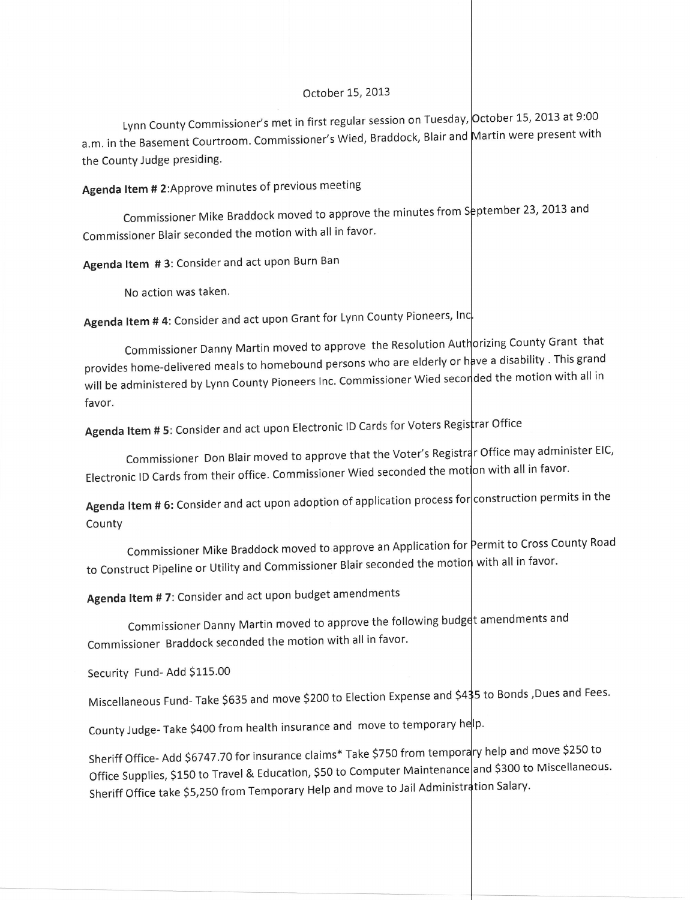October 15, 2013

Lynn County Commissioner's met in first regular session on Tuesday, October 15, 2013 at 9:00 a.m. in the Basement Courtroom. Commissioner's Wied, Braddock, Blair and Martin were present with the County Judge presiding.

**Agenda Item # 2**:Approve minutes of previous meeting

Commissioner Mike Braddock moved to approve the minutes from September 23, 2013 and Commissioner Blair seconded the motion with all in favor.

**Agenda Item # 3**: Consider and act upon Burn Ban

No action was taken.

**Agenda Item # 4**: Consider and act upon Grant for Lynn County Pioneers, Inc.

Commissioner Danny Martin moved to approve the Resolution Authorizing County Grant that provides home-delivered meals to homebound persons who are elderly or have a disability . This grand will be administered by Lynn County Pioneers Inc. Commissioner Wied seconded the motion with all in favor.

**Agenda Item # 5**: Consider and act upon Electronic ID Cards for Voters Registrar Office

Commissioner Don Blair moved to approve that the Voter's Registrar Office may administer EIC, Electronic ID Cards from their office. Commissioner Wied seconded the motion with all in favor.

**Agenda Item # 6**: Consider and act upon adoption of application process for construction permits in the County

Commissioner Mike Braddock moved to approve an Application for Permit to Cross County Road to Construct Pipeline or Utility and Commissioner Blair seconded the motion with all in favor.

**Agenda Item # 7**: Consider and act upon budget amendments

Commissioner Danny Martin moved to approve the following budget amendments and Commissioner Braddock seconded the motion with all in favor.

Security Fund- Add $115.00

Miscellaneous Fund- Take $635 and move $200 to Election Expense and $435 to Bonds ,Dues and Fees.

County Judge- Take $400 from health insurance and move to temporary help.

Sheriff Office- Add $6747.70 for insurance claims* Take $750 from temporary help and move $250 to Office Supplies, $150 to Travel & Education, $50 to Computer Maintenance and $300 to Miscellaneous. Sheriff Office take $5,250 from Temporary Help and move to Jail Administration Salary.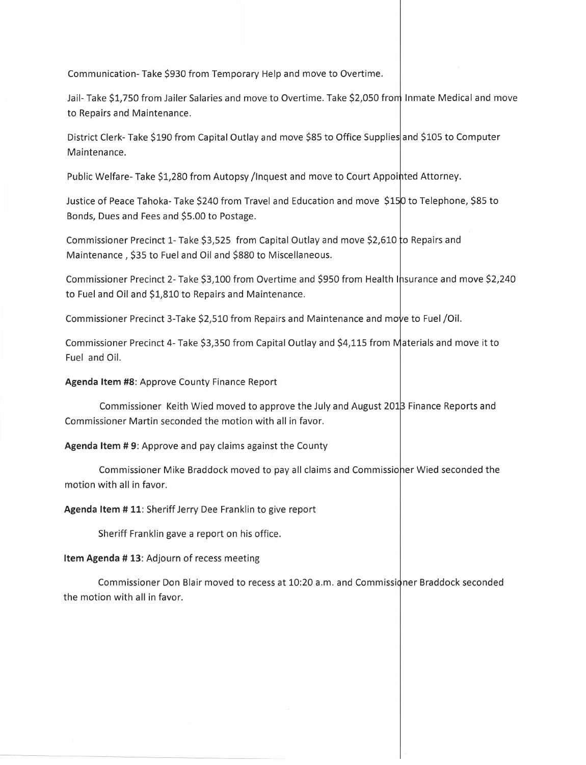Communication- Take $930 from Temporary Help and move to Overtime.

Jail- Take $1,750 from Jailer Salaries and move to Overtime. Take $2,050 from Inmate Medical and move to Repairs and Maintenance.

District Clerk- Take $190 from Capital Outlay and move $85 to Office Supplies and $105 to Computer Maintenance.

Public Welfare- Take $1,280 from Autopsy /Inquest and move to Court Appointed Attorney.

Justice of Peace Tahoka- Take $240 from Travel and Education and move $150 to Telephone, $85 to Bonds, Dues and Fees and $5.00 to Postage.

Commissioner Precinct 1- Take $3,525 from Capital Outlay and move $2,610 to Repairs and Maintenance , $35 to Fuel and Oil and $880 to Miscellaneous.

Commissioner Precinct 2- Take $3,100 from Overtime and $950 from Health Insurance and move $2,240 to Fuel and Oil and $1,810 to Repairs and Maintenance.

Commissioner Precinct 3-Take $2,510 from Repairs and Maintenance and move to Fuel /Oil.

Commissioner Precinct 4- Take $3,350 from Capital Outlay and $4,115 from Materials and move it to Fuel and Oil.

**Agenda Item #8**: Approve County Finance Report

Commissioner Keith Wied moved to approve the July and August 2013 Finance Reports and Commissioner Martin seconded the motion with all in favor.

**Agenda Item # 9**: Approve and pay claims against the County

Commissioner Mike Braddock moved to pay all claims and Commissioner Wied seconded the motion with all in favor.

**Agenda Item # 11**: Sheriff Jerry Dee Franklin to give report

Sheriff Franklin gave a report on his office.

**Item Agenda # 13**: Adjourn of recess meeting

Commissioner Don Blair moved to recess at 10:20 a.m. and Commissioner Braddock seconded the motion with all in favor.